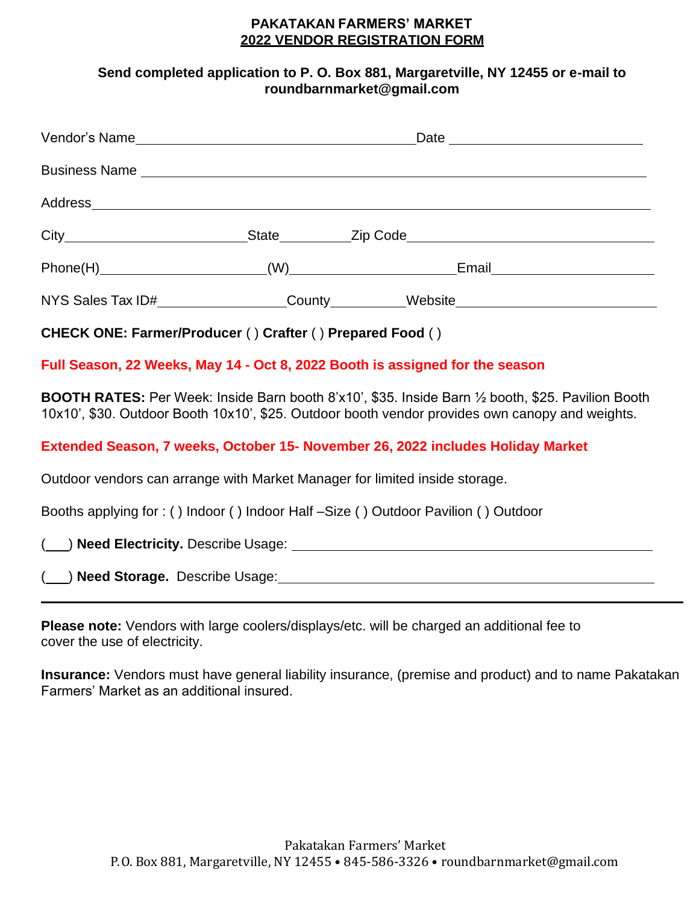# PAKATAKAN FARMERS' MARKET

## 2022 VENDOR REGISTRATION FORM

**Send completed application to P. O. Box 881, Margaretville, NY 12455 or e-mail to roundbarnmarket@gmail.com**

Vendor's Name_______________________________ Date ____________________

Business Name ______________________________________________________

Address____________________________________________________________

City____________________ State________ Zip Code__________________________

Phone(H)__________________ (W)__________________ Email__________________

NYS Sales Tax ID#______________ County________ Website______________________

**CHECK ONE: Farmer/Producer** ( ) **Crafter** ( ) **Prepared Food** ( )

**Full Season, 22 Weeks, May 14 - Oct 8, 2022 Booth is assigned for the season**

**BOOTH RATES:** Per Week: Inside Barn booth 8'x10', $35. Inside Barn ½ booth, $25. Pavilion Booth 10x10', $30. Outdoor Booth 10x10', $25. Outdoor booth vendor provides own canopy and weights.

**Extended Season, 7 weeks, October 15- November 26, 2022 includes Holiday Market**

Outdoor vendors can arrange with Market Manager for limited inside storage.

Booths applying for : ( ) Indoor ( ) Indoor Half –Size ( ) Outdoor Pavilion ( ) Outdoor

(___) **Need Electricity.** Describe Usage: ________________________________________

(___) **Need Storage.** Describe Usage:__________________________________________

---

**Please note:** Vendors with large coolers/displays/etc. will be charged an additional fee to cover the use of electricity.

**Insurance:** Vendors must have general liability insurance, (premise and product) and to name Pakatakan Farmers' Market as an additional insured.

Pakatakan Farmers' Market
P.O. Box 881, Margaretville, NY 12455 • 845-586-3326 • roundbarnmarket@gmail.com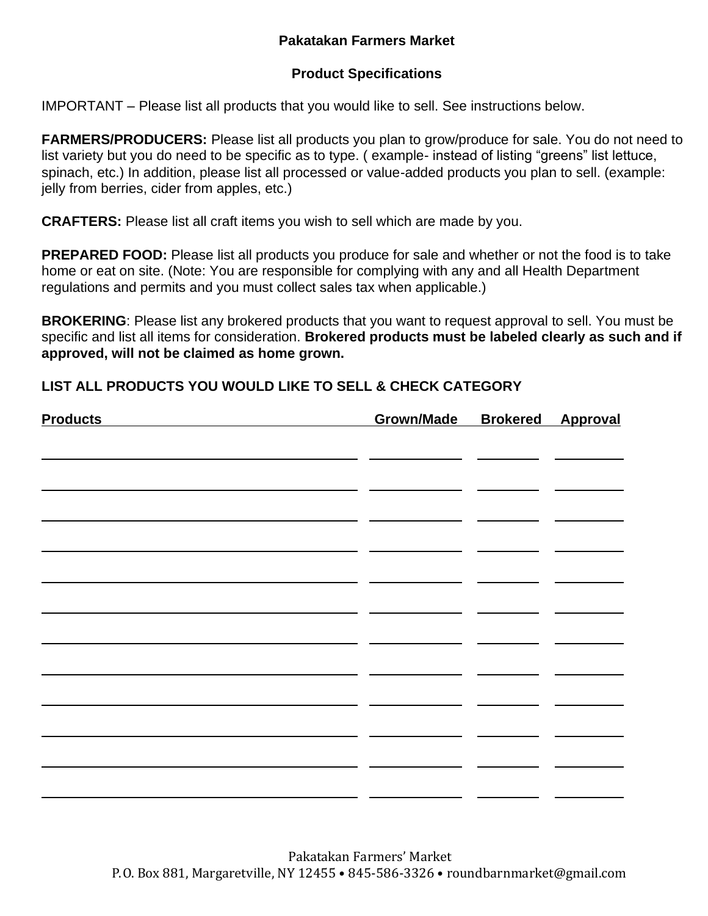# Pakatakan Farmers Market

## Product Specifications

IMPORTANT – Please list all products that you would like to sell. See instructions below.

**FARMERS/PRODUCERS:** Please list all products you plan to grow/produce for sale. You do not need to list variety but you do need to be specific as to type. ( example- instead of listing "greens" list lettuce, spinach, etc.) In addition, please list all processed or value-added products you plan to sell. (example: jelly from berries, cider from apples, etc.)

**CRAFTERS:** Please list all craft items you wish to sell which are made by you.

**PREPARED FOOD:** Please list all products you produce for sale and whether or not the food is to take home or eat on site. (Note: You are responsible for complying with any and all Health Department regulations and permits and you must collect sales tax when applicable.)

**BROKERING**: Please list any brokered products that you want to request approval to sell. You must be specific and list all items for consideration. **Brokered products must be labeled clearly as such and if approved, will not be claimed as home grown.**

**LIST ALL PRODUCTS YOU WOULD LIKE TO SELL & CHECK CATEGORY**

| Products | Grown/Made | Brokered | Approval |
|---|---|---|---|
| | | | |
| | | | |
| | | | |
| | | | |
| | | | |
| | | | |
| | | | |
| | | | |
| | | | |
| | | | |
| | | | |
| | | | |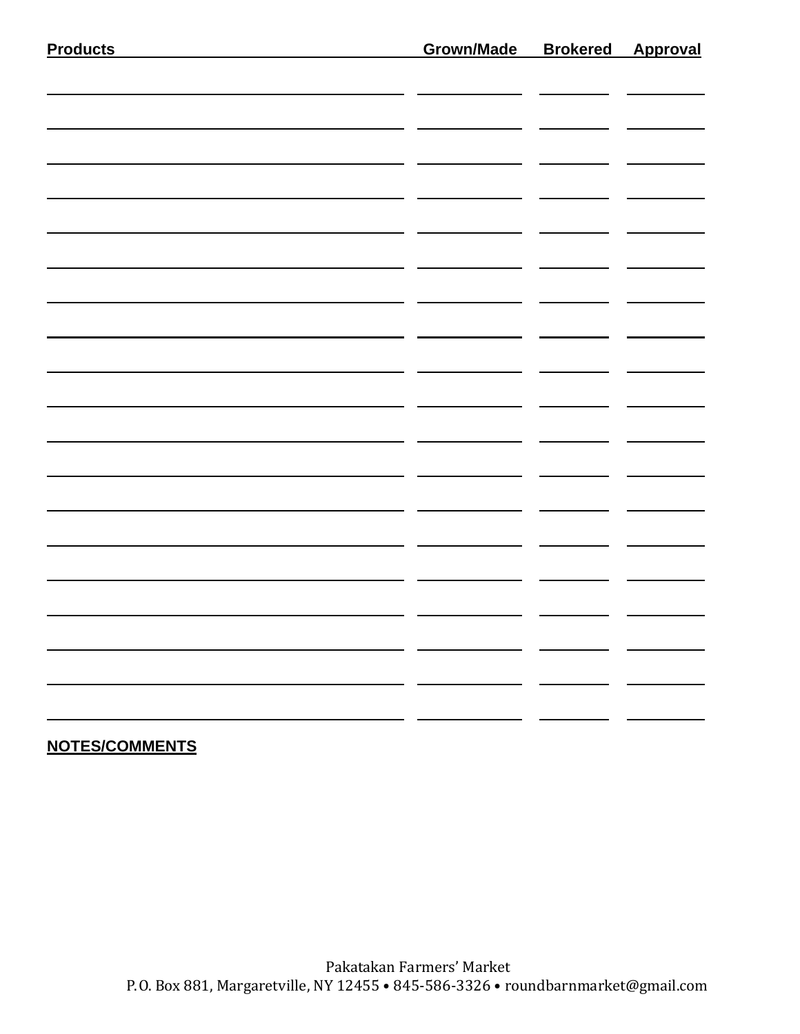| Products | Grown/Made | Brokered | Approval |
| --- | --- | --- | --- |
| | | | |
| | | | |
| | | | |
| | | | |
| | | | |
| | | | |
| | | | |
| | | | |
| | | | |
| | | | |
| | | | |
| | | | |
| | | | |
| | | | |
| | | | |
| | | | |
| | | | |
| | | | |
| | | | |

**NOTES/COMMENTS**

Pakatakan Farmers' Market
P. O. Box 881, Margaretville, NY 12455 • 845-586-3326 • roundbarnmarket@gmail.com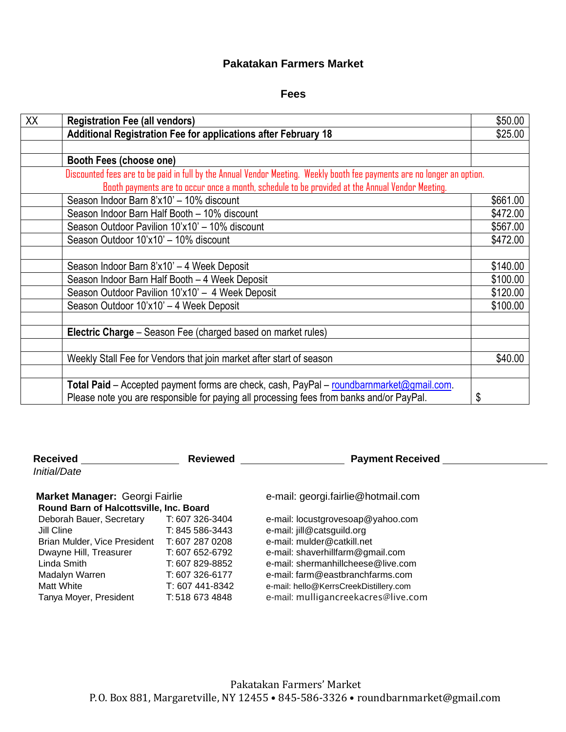# Pakatakan Farmers Market

## Fees

| | | |
|---|---|---|
| XX | **Registration Fee (all vendors)** | $50.00 |
| | **Additional Registration Fee for applications after February 18** | $25.00 |
| | | |
| | **Booth Fees (choose one)** | |
| | Discounted fees are to be paid in full by the Annual Vendor Meeting. Weekly booth fee payments are no longer an option. Booth payments are to occur once a month, schedule to be provided at the Annual Vendor Meeting. | |
| | Season Indoor Barn 8'x10' – 10% discount | $661.00 |
| | Season Indoor Barn Half Booth – 10% discount | $472.00 |
| | Season Outdoor Pavilion 10'x10' – 10% discount | $567.00 |
| | Season Outdoor 10'x10' – 10% discount | $472.00 |
| | | |
| | Season Indoor Barn 8'x10' – 4 Week Deposit | $140.00 |
| | Season Indoor Barn Half Booth – 4 Week Deposit | $100.00 |
| | Season Outdoor Pavilion 10'x10' – 4 Week Deposit | $120.00 |
| | Season Outdoor 10'x10' – 4 Week Deposit | $100.00 |
| | | |
| | **Electric Charge** – Season Fee (charged based on market rules) | |
| | | |
| | Weekly Stall Fee for Vendors that join market after start of season | $40.00 |
| | | |
| | **Total Paid** – Accepted payment forms are check, cash, PayPal – roundbarnmarket@gmail.com. Please note you are responsible for paying all processing fees from banks and/or PayPal. | $ |

**Received** ________________ **Reviewed** ________________ **Payment Received** ________________

*Initial/Date*

**Market Manager:** Georgi Fairlie — e-mail: georgi.fairlie@hotmail.com

**Round Barn of Halcottsville, Inc. Board**

| Name | Phone | E-mail |
|---|---|---|
| Deborah Bauer, Secretary | T: 607 326-3404 | e-mail: locustgrovesoap@yahoo.com |
| Jill Cline | T: 845 586-3443 | e-mail: jill@catsguild.org |
| Brian Mulder, Vice President | T: 607 287 0208 | e-mail: mulder@catkill.net |
| Dwayne Hill, Treasurer | T: 607 652-6792 | e-mail: shaverhillfarm@gmail.com |
| Linda Smith | T: 607 829-8852 | e-mail: shermanhillcheese@live.com |
| Madalyn Warren | T: 607 326-6177 | e-mail: farm@eastbranchfarms.com |
| Matt White | T: 607 441-8342 | e-mail: hello@KerrsCreekDistillery.com |
| Tanya Moyer, President | T: 518 673 4848 | e-mail: mulligancreekacres@live.com |

Pakatakan Farmers' Market
P.O. Box 881, Margaretville, NY 12455 • 845-586-3326 • roundbarnmarket@gmail.com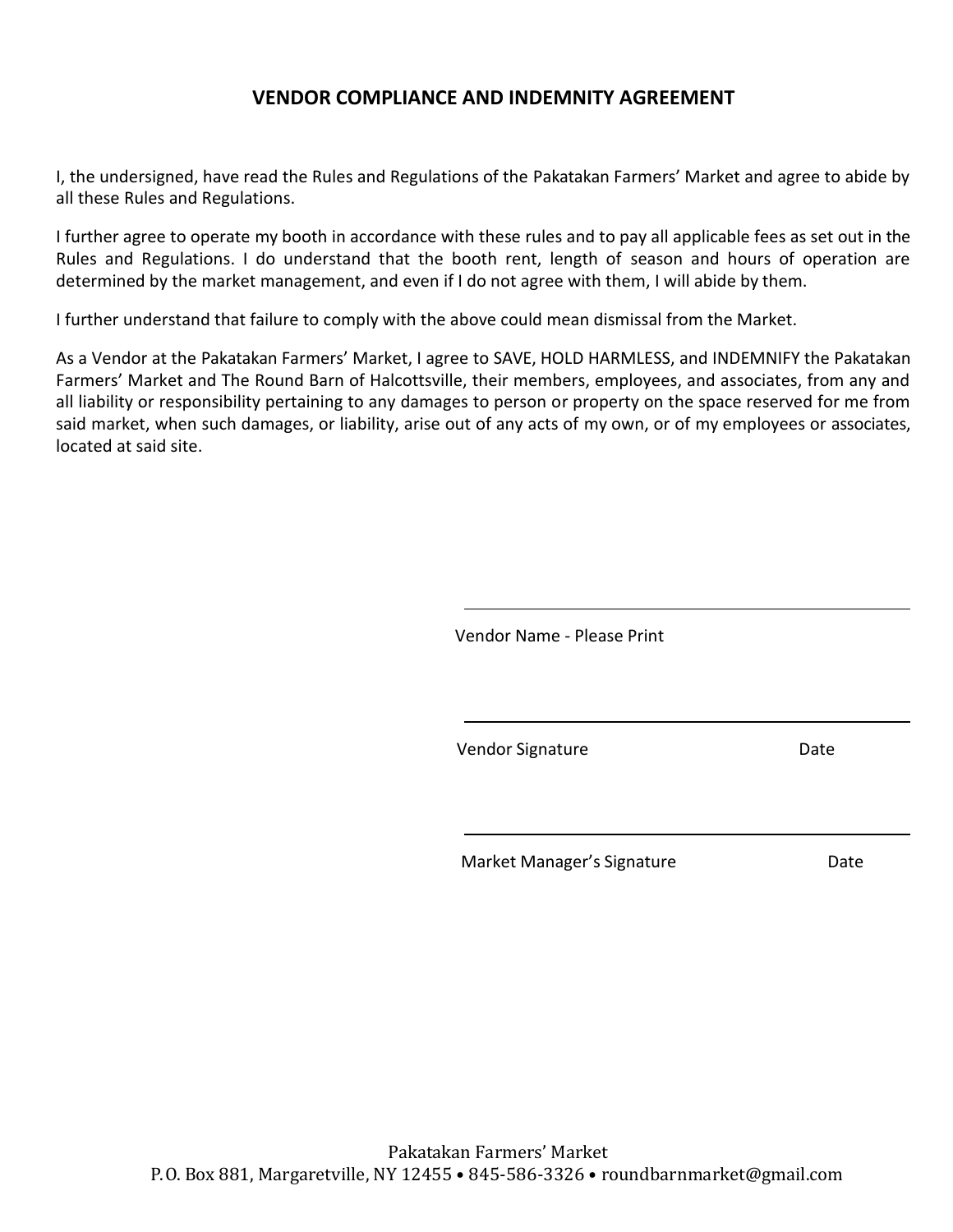## VENDOR COMPLIANCE AND INDEMNITY AGREEMENT

I, the undersigned, have read the Rules and Regulations of the Pakatakan Farmers' Market and agree to abide by all these Rules and Regulations.

I further agree to operate my booth in accordance with these rules and to pay all applicable fees as set out in the Rules and Regulations. I do understand that the booth rent, length of season and hours of operation are determined by the market management, and even if I do not agree with them, I will abide by them.

I further understand that failure to comply with the above could mean dismissal from the Market.

As a Vendor at the Pakatakan Farmers' Market, I agree to SAVE, HOLD HARMLESS, and INDEMNIFY the Pakatakan Farmers' Market and The Round Barn of Halcottsville, their members, employees, and associates, from any and all liability or responsibility pertaining to any damages to person or property on the space reserved for me from said market, when such damages, or liability, arise out of any acts of my own, or of my employees or associates, located at said site.

\_\_\_\_\_\_\_\_\_\_\_\_\_\_\_\_\_\_\_\_\_\_\_\_\_\_\_\_\_\_\_\_\_\_\_\_

Vendor Name - Please Print

\_\_\_\_\_\_\_\_\_\_\_\_\_\_\_\_\_\_\_\_\_\_\_\_\_\_\_\_\_\_\_\_\_\_\_\_

Vendor Signature Date

\_\_\_\_\_\_\_\_\_\_\_\_\_\_\_\_\_\_\_\_\_\_\_\_\_\_\_\_\_\_\_\_\_\_\_\_

Market Manager's Signature Date

Pakatakan Farmers' Market
P.O. Box 881, Margaretville, NY 12455 • 845-586-3326 • roundbarnmarket@gmail.com